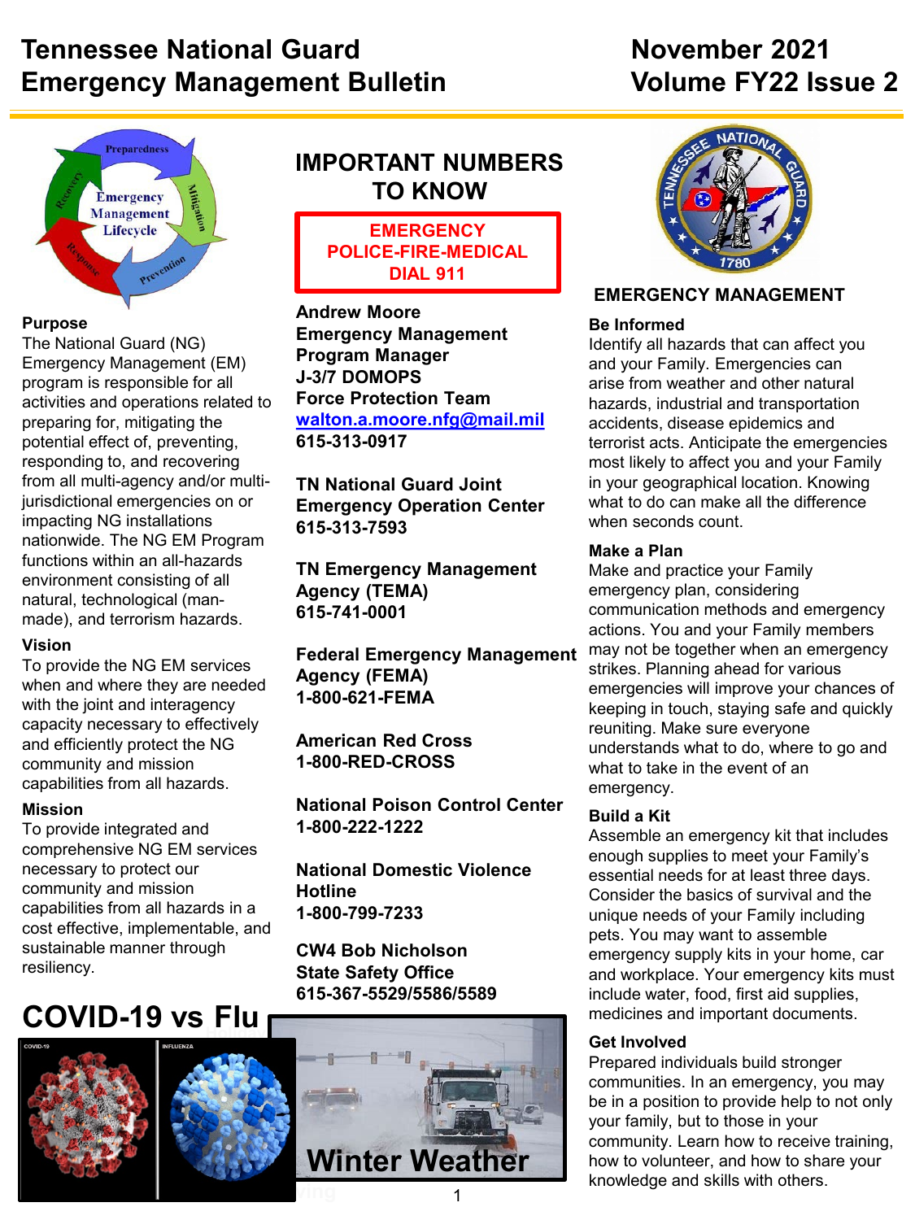# Tennessee National Guard Emergency Management Bulletin

## November 2021 Volume FY22 Issue 2

### Purpose

The National Guard (NG) Emergency Management (EM) program is responsible for all activities and operations related to preparing for, mitigating the potential effect of, preventing, responding to, and recovering from all multi-agency and/or multi-jurisdictional emergencies on or impacting NG installations nationwide. The NG EM Program functions within an all-hazards environment consisting of all natural, technological (man-made), and terrorism hazards.

### Vision

To provide the NG EM services when and where they are needed with the joint and interagency capacity necessary to effectively and efficiently protect the NG community and mission capabilities from all hazards.

### Mission

To provide integrated and comprehensive NG EM services necessary to protect our community and mission capabilities from all hazards in a cost effective, implementable, and sustainable manner through resiliency.

## COVID-19 vs Flu

## Winter Weather

## IMPORTANT NUMBERS TO KNOW

**EMERGENCY**
**POLICE-FIRE-MEDICAL**
**DIAL 911**

**Andrew Moore**
**Emergency Management Program Manager**
**J-3/7 DOMOPS**
**Force Protection Team**
**walton.a.moore.nfg@mail.mil**
**615-313-0917**

**TN National Guard Joint Emergency Operation Center**
**615-313-7593**

**TN Emergency Management Agency (TEMA)**
**615-741-0001**

**Federal Emergency Management Agency (FEMA)**
**1-800-621-FEMA**

**American Red Cross**
**1-800-RED-CROSS**

**National Poison Control Center**
**1-800-222-1222**

**National Domestic Violence Hotline**
**1-800-799-7233**

**CW4 Bob Nicholson**
**State Safety Office**
**615-367-5529/5586/5589**

## EMERGENCY MANAGEMENT

### Be Informed

Identify all hazards that can affect you and your Family. Emergencies can arise from weather and other natural hazards, industrial and transportation accidents, disease epidemics and terrorist acts. Anticipate the emergencies most likely to affect you and your Family in your geographical location. Knowing what to do can make all the difference when seconds count.

### Make a Plan

Make and practice your Family emergency plan, considering communication methods and emergency actions. You and your Family members may not be together when an emergency strikes. Planning ahead for various emergencies will improve your chances of keeping in touch, staying safe and quickly reuniting. Make sure everyone understands what to do, where to go and what to take in the event of an emergency.

### Build a Kit

Assemble an emergency kit that includes enough supplies to meet your Family's essential needs for at least three days. Consider the basics of survival and the unique needs of your Family including pets. You may want to assemble emergency supply kits in your home, car and workplace. Your emergency kits must include water, food, first aid supplies, medicines and important documents.

### Get Involved

Prepared individuals build stronger communities. In an emergency, you may be in a position to provide help to not only your family, but to those in your community. Learn how to receive training, how to volunteer, and how to share your knowledge and skills with others.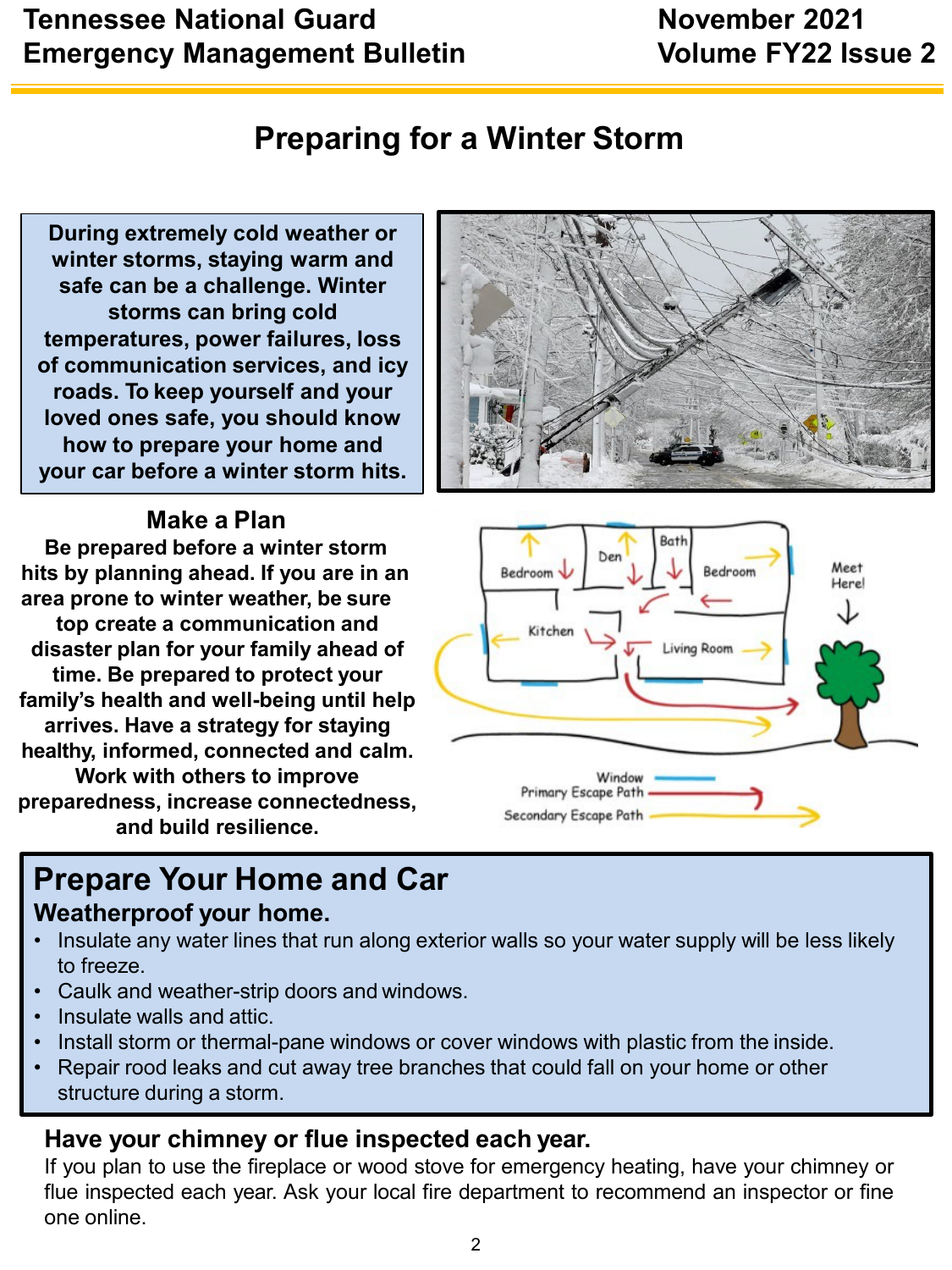# Preparing for a Winter Storm

**During extremely cold weather or winter storms, staying warm and safe can be a challenge. Winter storms can bring cold temperatures, power failures, loss of communication services, and icy roads. To keep yourself and your loved ones safe, you should know how to prepare your home and your car before a winter storm hits.**

## Make a Plan

**Be prepared before a winter storm hits by planning ahead. If you are in an area prone to winter weather, be sure top create a communication and disaster plan for your family ahead of time. Be prepared to protect your family's health and well-being until help arrives. Have a strategy for staying healthy, informed, connected and calm. Work with others to improve preparedness, increase connectedness, and build resilience.**

## Prepare Your Home and Car

### Weatherproof your home.

- Insulate any water lines that run along exterior walls so your water supply will be less likely to freeze.
- Caulk and weather-strip doors and windows.
- Insulate walls and attic.
- Install storm or thermal-pane windows or cover windows with plastic from the inside.
- Repair rood leaks and cut away tree branches that could fall on your home or other structure during a storm.

### Have your chimney or flue inspected each year.

If you plan to use the fireplace or wood stove for emergency heating, have your chimney or flue inspected each year. Ask your local fire department to recommend an inspector or fine one online.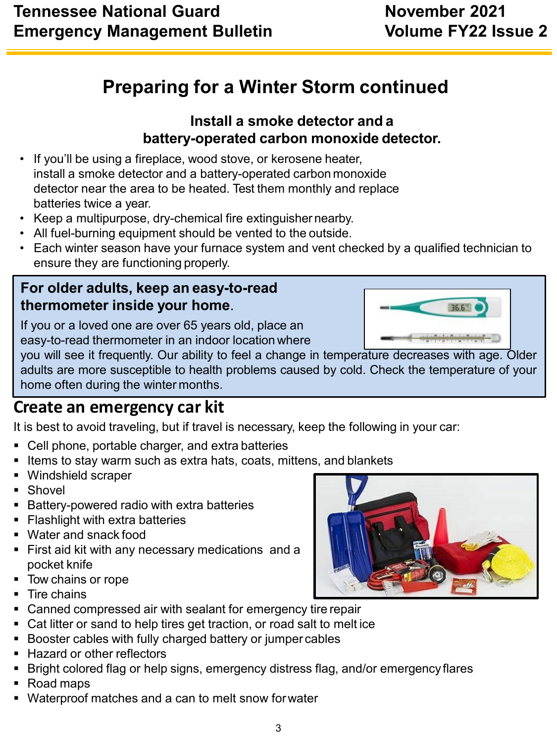# Preparing for a Winter Storm continued

### Install a smoke detector and a battery-operated carbon monoxide detector.

- If you'll be using a fireplace, wood stove, or kerosene heater, install a smoke detector and a battery-operated carbon monoxide detector near the area to be heated. Test them monthly and replace batteries twice a year.
- Keep a multipurpose, dry-chemical fire extinguisher nearby.
- All fuel-burning equipment should be vented to the outside.
- Each winter season have your furnace system and vent checked by a qualified technician to ensure they are functioning properly.

**For older adults, keep an easy-to-read thermometer inside your home.**

If you or a loved one are over 65 years old, place an easy-to-read thermometer in an indoor location where you will see it frequently. Our ability to feel a change in temperature decreases with age. Older adults are more susceptible to health problems caused by cold. Check the temperature of your home often during the winter months.

## Create an emergency car kit

It is best to avoid traveling, but if travel is necessary, keep the following in your car:

- Cell phone, portable charger, and extra batteries
- Items to stay warm such as extra hats, coats, mittens, and blankets
- Windshield scraper
- Shovel
- Battery-powered radio with extra batteries
- Flashlight with extra batteries
- Water and snack food
- First aid kit with any necessary medications and a pocket knife
- Tow chains or rope
- Tire chains
- Canned compressed air with sealant for emergency tire repair
- Cat litter or sand to help tires get traction, or road salt to melt ice
- Booster cables with fully charged battery or jumper cables
- Hazard or other reflectors
- Bright colored flag or help signs, emergency distress flag, and/or emergency flares
- Road maps
- Waterproof matches and a can to melt snow for water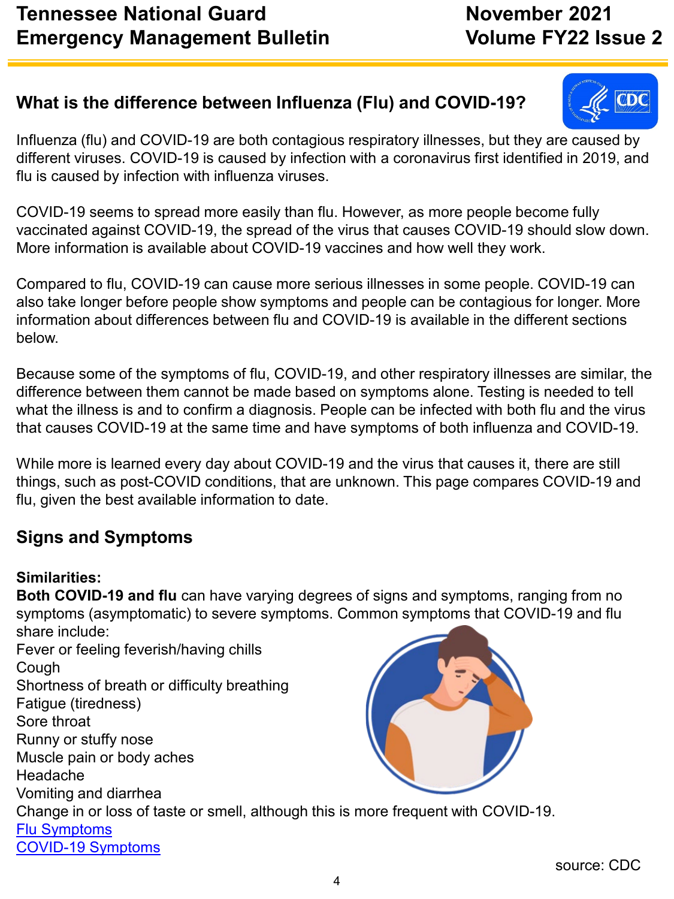## What is the difference between Influenza (Flu) and COVID-19?

Influenza (flu) and COVID-19 are both contagious respiratory illnesses, but they are caused by different viruses. COVID-19 is caused by infection with a coronavirus first identified in 2019, and flu is caused by infection with influenza viruses.

COVID-19 seems to spread more easily than flu. However, as more people become fully vaccinated against COVID-19, the spread of the virus that causes COVID-19 should slow down. More information is available about COVID-19 vaccines and how well they work.

Compared to flu, COVID-19 can cause more serious illnesses in some people. COVID-19 can also take longer before people show symptoms and people can be contagious for longer. More information about differences between flu and COVID-19 is available in the different sections below.

Because some of the symptoms of flu, COVID-19, and other respiratory illnesses are similar, the difference between them cannot be made based on symptoms alone. Testing is needed to tell what the illness is and to confirm a diagnosis. People can be infected with both flu and the virus that causes COVID-19 at the same time and have symptoms of both influenza and COVID-19.

While more is learned every day about COVID-19 and the virus that causes it, there are still things, such as post-COVID conditions, that are unknown. This page compares COVID-19 and flu, given the best available information to date.

## Signs and Symptoms

**Similarities:**

**Both COVID-19 and flu** can have varying degrees of signs and symptoms, ranging from no symptoms (asymptomatic) to severe symptoms. Common symptoms that COVID-19 and flu share include:

Fever or feeling feverish/having chills
Cough
Shortness of breath or difficulty breathing
Fatigue (tiredness)
Sore throat
Runny or stuffy nose
Muscle pain or body aches
Headache
Vomiting and diarrhea
Change in or loss of taste or smell, although this is more frequent with COVID-19.
Flu Symptoms
COVID-19 Symptoms

source: CDC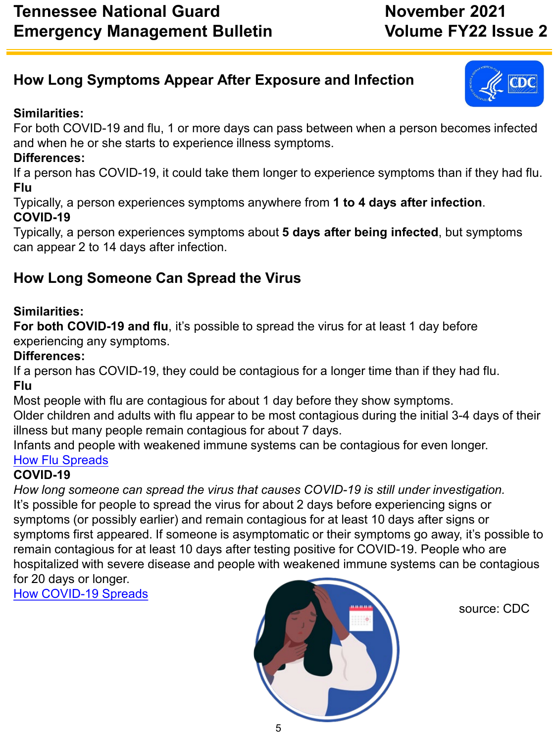## How Long Symptoms Appear After Exposure and Infection

**Similarities:**
For both COVID-19 and flu, 1 or more days can pass between when a person becomes infected and when he or she starts to experience illness symptoms.

**Differences:**
If a person has COVID-19, it could take them longer to experience symptoms than if they had flu.

**Flu**
Typically, a person experiences symptoms anywhere from **1 to 4 days after infection**.

**COVID-19**
Typically, a person experiences symptoms about **5 days after being infected**, but symptoms can appear 2 to 14 days after infection.

## How Long Someone Can Spread the Virus

**Similarities:**
**For both COVID-19 and flu**, it's possible to spread the virus for at least 1 day before experiencing any symptoms.

**Differences:**
If a person has COVID-19, they could be contagious for a longer time than if they had flu.

**Flu**
Most people with flu are contagious for about 1 day before they show symptoms.
Older children and adults with flu appear to be most contagious during the initial 3-4 days of their illness but many people remain contagious for about 7 days.
Infants and people with weakened immune systems can be contagious for even longer.
How Flu Spreads

**COVID-19**
*How long someone can spread the virus that causes COVID-19 is still under investigation.*
It's possible for people to spread the virus for about 2 days before experiencing signs or symptoms (or possibly earlier) and remain contagious for at least 10 days after signs or symptoms first appeared. If someone is asymptomatic or their symptoms go away, it's possible to remain contagious for at least 10 days after testing positive for COVID-19. People who are hospitalized with severe disease and people with weakened immune systems can be contagious for 20 days or longer.
How COVID-19 Spreads

source: CDC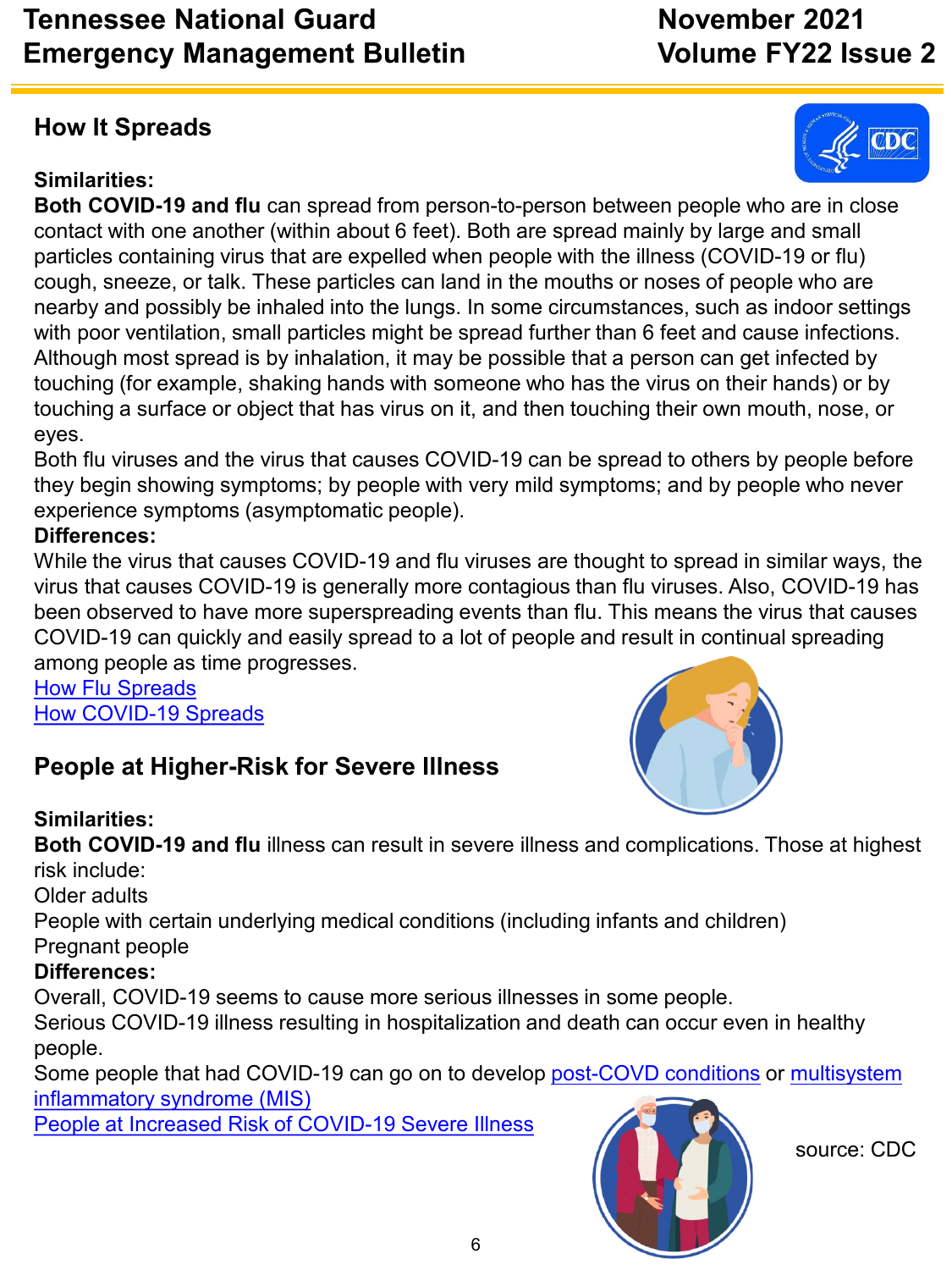## How It Spreads

**Similarities:**

**Both COVID-19 and flu** can spread from person-to-person between people who are in close contact with one another (within about 6 feet). Both are spread mainly by large and small particles containing virus that are expelled when people with the illness (COVID-19 or flu) cough, sneeze, or talk. These particles can land in the mouths or noses of people who are nearby and possibly be inhaled into the lungs. In some circumstances, such as indoor settings with poor ventilation, small particles might be spread further than 6 feet and cause infections. Although most spread is by inhalation, it may be possible that a person can get infected by touching (for example, shaking hands with someone who has the virus on their hands) or by touching a surface or object that has virus on it, and then touching their own mouth, nose, or eyes.

Both flu viruses and the virus that causes COVID-19 can be spread to others by people before they begin showing symptoms; by people with very mild symptoms; and by people who never experience symptoms (asymptomatic people).

**Differences:**

While the virus that causes COVID-19 and flu viruses are thought to spread in similar ways, the virus that causes COVID-19 is generally more contagious than flu viruses. Also, COVID-19 has been observed to have more superspreading events than flu. This means the virus that causes COVID-19 can quickly and easily spread to a lot of people and result in continual spreading among people as time progresses.

How Flu Spreads

How COVID-19 Spreads

## People at Higher-Risk for Severe Illness

**Similarities:**

**Both COVID-19 and flu** illness can result in severe illness and complications. Those at highest risk include:

Older adults

People with certain underlying medical conditions (including infants and children)

Pregnant people

**Differences:**

Overall, COVID-19 seems to cause more serious illnesses in some people.

Serious COVID-19 illness resulting in hospitalization and death can occur even in healthy people.

Some people that had COVID-19 can go on to develop post-COVD conditions or multisystem inflammatory syndrome (MIS)

People at Increased Risk of COVID-19 Severe Illness

source: CDC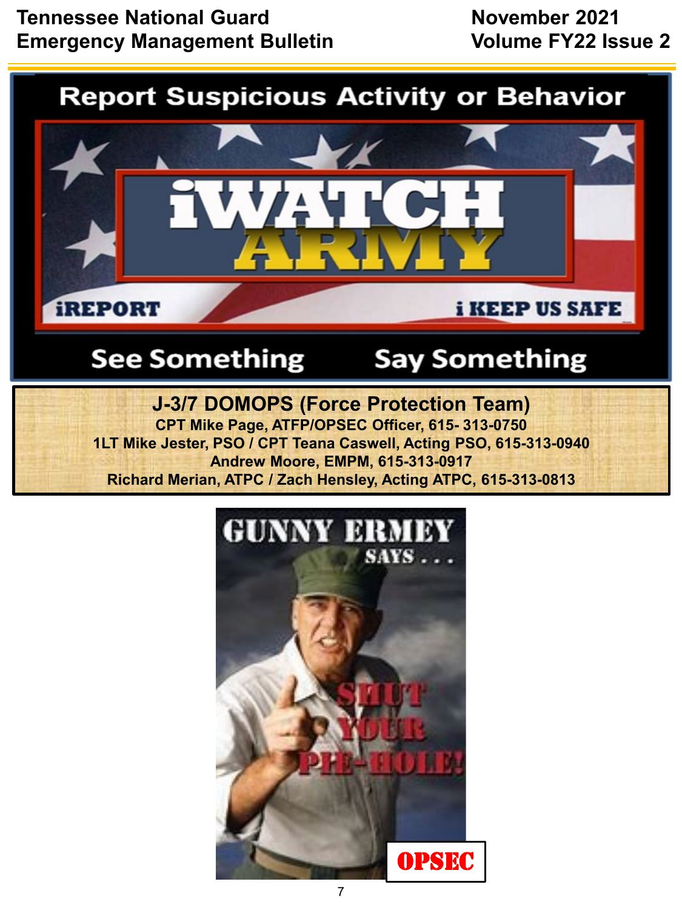Report Suspicious Activity or Behavior

iWATCH ARMY

iREPORT

i KEEP US SAFE

See Something Say Something

**J-3/7 DOMOPS (Force Protection Team)**

**CPT Mike Page, ATFP/OPSEC Officer, 615- 313-0750**
**1LT Mike Jester, PSO / CPT Teana Caswell, Acting PSO, 615-313-0940**
**Andrew Moore, EMPM, 615-313-0917**
**Richard Merian, ATPC / Zach Hensley, Acting ATPC, 615-313-0813**

GUNNY ERMEY SAYS . . .

SHUT YOUR PIE-HOLE!

OPSEC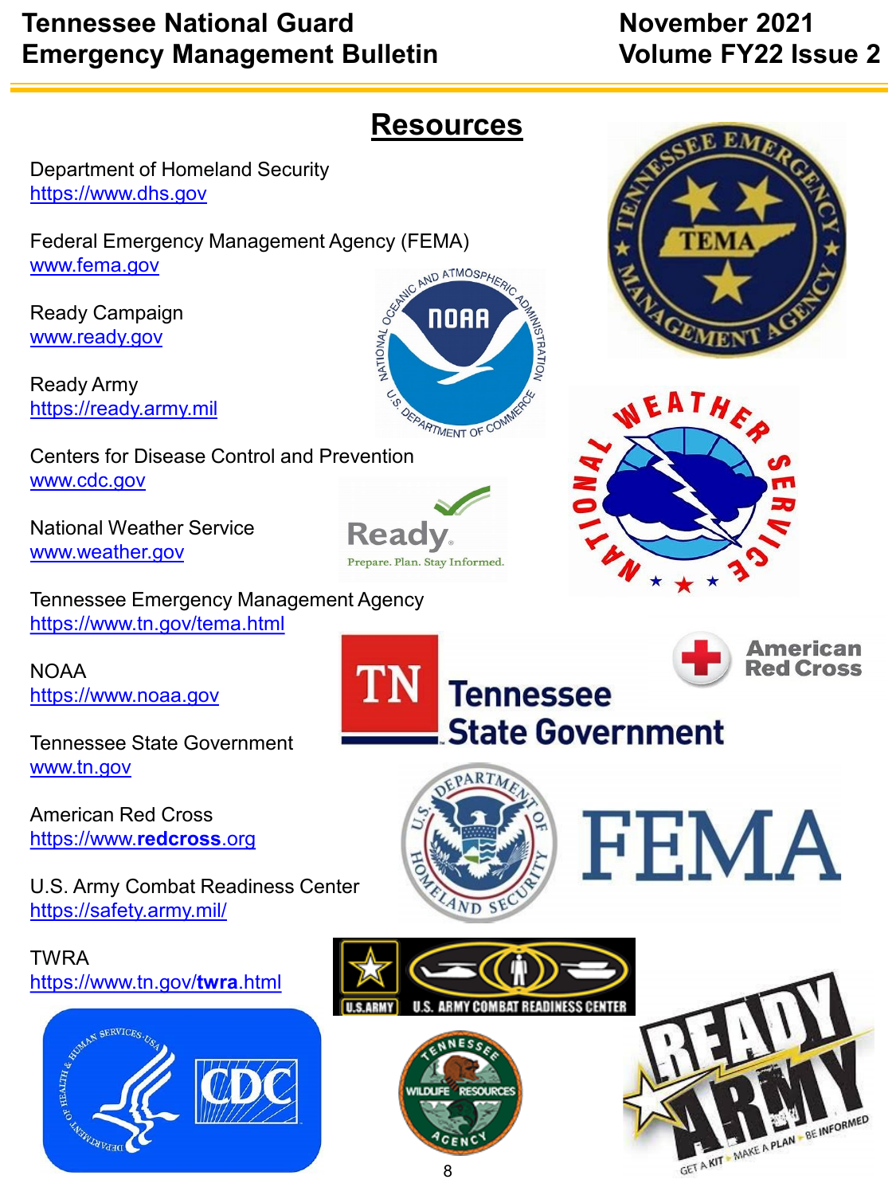# Resources

Department of Homeland Security
https://www.dhs.gov

Federal Emergency Management Agency (FEMA)
www.fema.gov

Ready Campaign
www.ready.gov

Ready Army
https://ready.army.mil

Centers for Disease Control and Prevention
www.cdc.gov

National Weather Service
www.weather.gov

Tennessee Emergency Management Agency
https://www.tn.gov/tema.html

NOAA
https://www.noaa.gov

Tennessee State Government
www.tn.gov

American Red Cross
https://www.redcross.org

U.S. Army Combat Readiness Center
https://safety.army.mil/

TWRA
https://www.tn.gov/twra.html